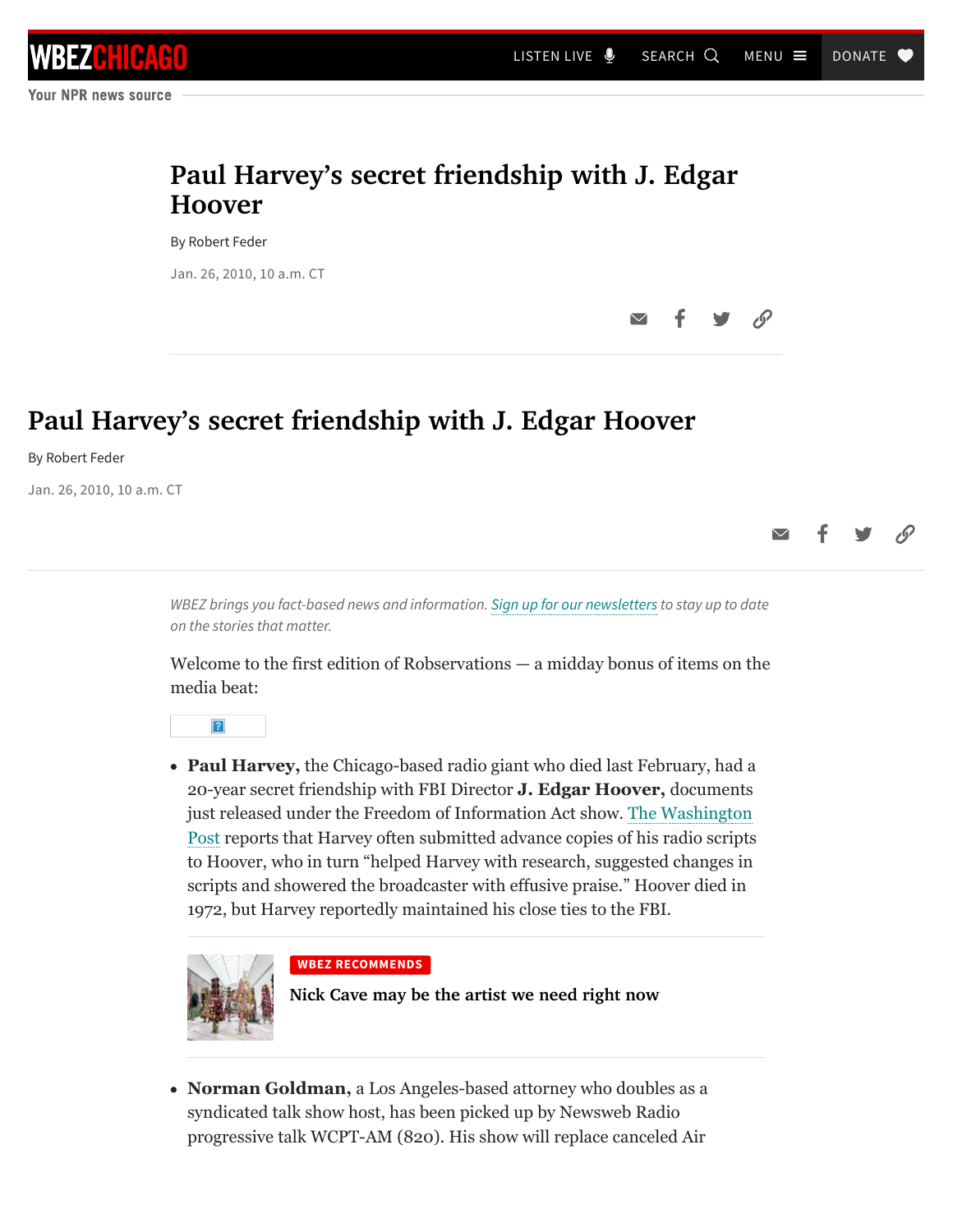# Paul Harvey's secret friendship with J. Edgar Hoover

By Robert Feder

Jan. 26, 2010, 10 a.m. CT

*WBEZ brings you fact-based news and information. Sign up for our newsletters to stay up to date on the stories that matter.*

Welcome to the first edition of Robservations — a midday bonus of items on the media beat:

- **Paul Harvey,** the Chicago-based radio giant who died last February, had a 20-year secret friendship with FBI Director **J. Edgar Hoover,** documents just released under the Freedom of Information Act show. The Washington Post reports that Harvey often submitted advance copies of his radio scripts to Hoover, who in turn "helped Harvey with research, suggested changes in scripts and showered the broadcaster with effusive praise." Hoover died in 1972, but Harvey reportedly maintained his close ties to the FBI.

WBEZ RECOMMENDS

Nick Cave may be the artist we need right now

- **Norman Goldman,** a Los Angeles-based attorney who doubles as a syndicated talk show host, has been picked up by Newsweb Radio progressive talk WCPT-AM (820). His show will replace canceled Air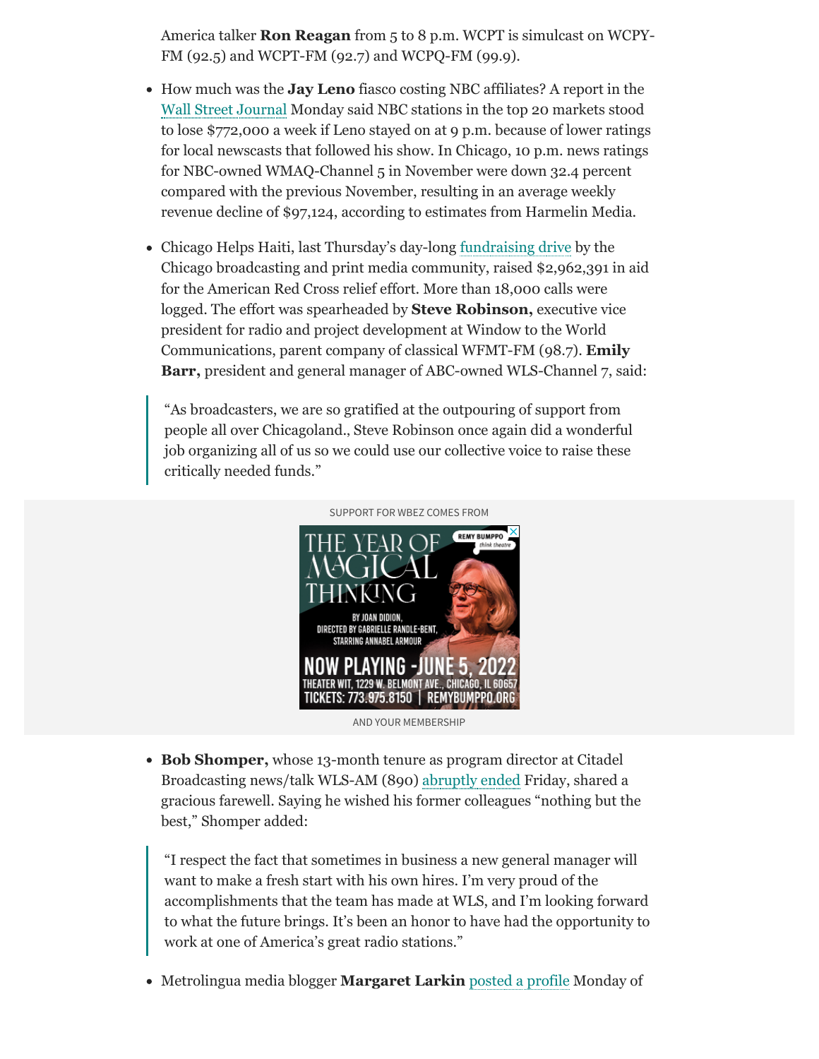America talker **Ron Reagan** from 5 to 8 p.m. WCPT is simulcast on WCPY-FM (92.5) and WCPT-FM (92.7) and WCPQ-FM (99.9).

- How much was the **Jay Leno** fiasco costing NBC affiliates? A report in the Wall Street Journal Monday said NBC stations in the top 20 markets stood to lose $772,000 a week if Leno stayed on at 9 p.m. because of lower ratings for local newscasts that followed his show. In Chicago, 10 p.m. news ratings for NBC-owned WMAQ-Channel 5 in November were down 32.4 percent compared with the previous November, resulting in an average weekly revenue decline of $97,124, according to estimates from Harmelin Media.

- Chicago Helps Haiti, last Thursday's day-long fundraising drive by the Chicago broadcasting and print media community, raised $2,962,391 in aid for the American Red Cross relief effort. More than 18,000 calls were logged. The effort was spearheaded by **Steve Robinson,** executive vice president for radio and project development at Window to the World Communications, parent company of classical WFMT-FM (98.7). **Emily Barr,** president and general manager of ABC-owned WLS-Channel 7, said:

> "As broadcasters, we are so gratified at the outpouring of support from people all over Chicagoland., Steve Robinson once again did a wonderful job organizing all of us so we could use our collective voice to raise these critically needed funds."

SUPPORT FOR WBEZ COMES FROM

AND YOUR MEMBERSHIP

- **Bob Shomper,** whose 13-month tenure as program director at Citadel Broadcasting news/talk WLS-AM (890) abruptly ended Friday, shared a gracious farewell. Saying he wished his former colleagues "nothing but the best," Shomper added:

> "I respect the fact that sometimes in business a new general manager will want to make a fresh start with his own hires. I'm very proud of the accomplishments that the team has made at WLS, and I'm looking forward to what the future brings. It's been an honor to have had the opportunity to work at one of America's great radio stations."

- Metrolingua media blogger **Margaret Larkin** posted a profile Monday of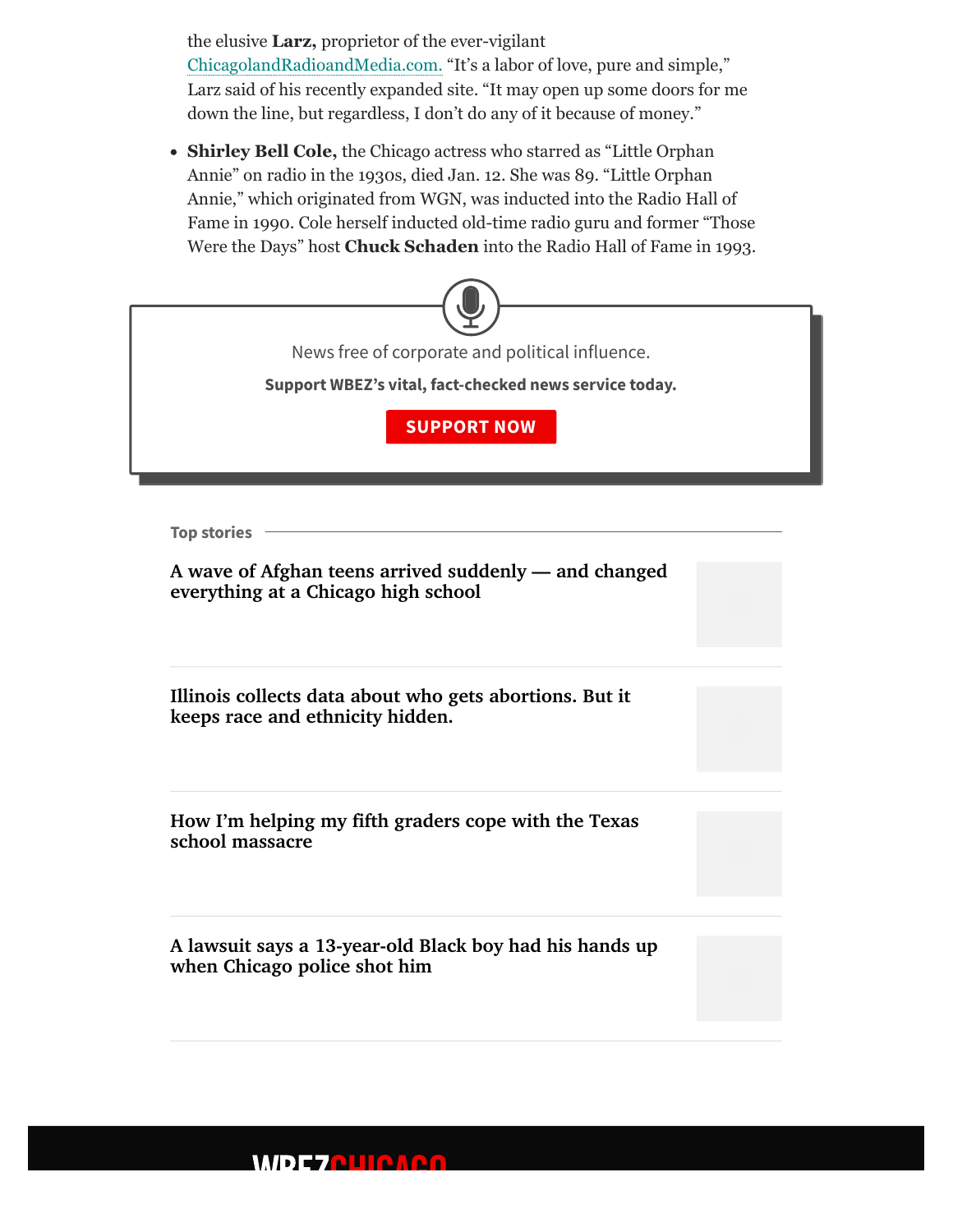the elusive **Larz,** proprietor of the ever-vigilant ChicagolandRadioandMedia.com. "It's a labor of love, pure and simple," Larz said of his recently expanded site. "It may open up some doors for me down the line, but regardless, I don't do any of it because of money."

- **Shirley Bell Cole,** the Chicago actress who starred as "Little Orphan Annie" on radio in the 1930s, died Jan. 12. She was 89. "Little Orphan Annie," which originated from WGN, was inducted into the Radio Hall of Fame in 1990. Cole herself inducted old-time radio guru and former "Those Were the Days" host **Chuck Schaden** into the Radio Hall of Fame in 1993.

News free of corporate and political influence.

**Support WBEZ's vital, fact-checked news service today.**

**SUPPORT NOW**

Top stories

**A wave of Afghan teens arrived suddenly — and changed everything at a Chicago high school**

**Illinois collects data about who gets abortions. But it keeps race and ethnicity hidden.**

**How I'm helping my fifth graders cope with the Texas school massacre**

**A lawsuit says a 13-year-old Black boy had his hands up when Chicago police shot him**

WBEZCHICAGO